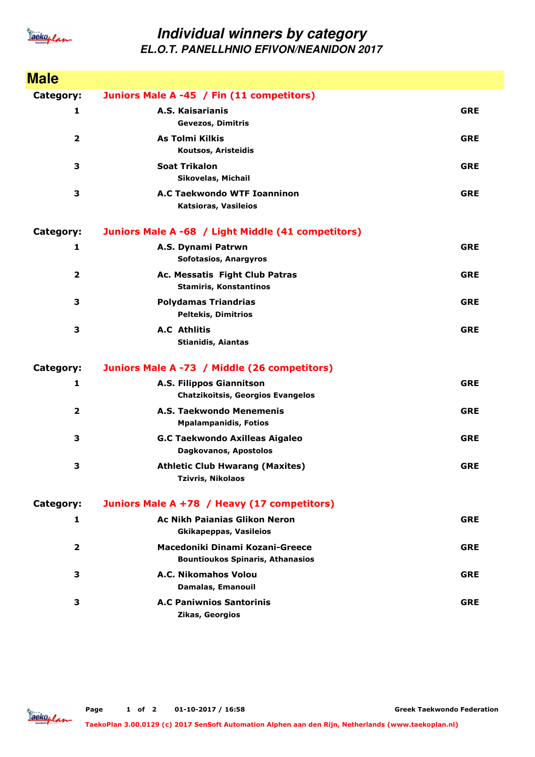# Individual winners by category

## EL.O.T. PANELLHNIO EFIVON/NEANIDON 2017

## Male

**Category: Juniors Male A -45 / Fin (11 competitors)**

| Place | Club / Name | Country |
|---|---|---|
| 1 | **A.S. Kaisarianis**<br>Gevezos, Dimitris | GRE |
| 2 | **As Tolmi Kilkis**<br>Koutsos, Aristeidis | GRE |
| 3 | **Soat Trikalon**<br>Sikovelas, Michail | GRE |
| 3 | **A.C Taekwondo WTF Ioanninon**<br>Katsioras, Vasileios | GRE |

**Category: Juniors Male A -68 / Light Middle (41 competitors)**

| Place | Club / Name | Country |
|---|---|---|
| 1 | **A.S. Dynami Patrwn**<br>Sofotasios, Anargyros | GRE |
| 2 | **Ac. Messatis Fight Club Patras**<br>Stamiris, Konstantinos | GRE |
| 3 | **Polydamas Triandrias**<br>Peltekis, Dimitrios | GRE |
| 3 | **A.C Athlitis**<br>Stianidis, Aiantas | GRE |

**Category: Juniors Male A -73 / Middle (26 competitors)**

| Place | Club / Name | Country |
|---|---|---|
| 1 | **A.S. Filippos Giannitson**<br>Chatzikoitsis, Georgios Evangelos | GRE |
| 2 | **A.S. Taekwondo Menemenis**<br>Mpalampanidis, Fotios | GRE |
| 3 | **G.C Taekwondo Axilleas Aigaleo**<br>Dagkovanos, Apostolos | GRE |
| 3 | **Athletic Club Hwarang (Maxites)**<br>Tzivris, Nikolaos | GRE |

**Category: Juniors Male A +78 / Heavy (17 competitors)**

| Place | Club / Name | Country |
|---|---|---|
| 1 | **Ac Nikh Paianias Glikon Neron**<br>Gkikapeppas, Vasileios | GRE |
| 2 | **Macedoniki Dinami Kozani-Greece**<br>Bountioukos Spinaris, Athanasios | GRE |
| 3 | **A.C. Nikomahos Volou**<br>Damalas, Emanouil | GRE |
| 3 | **A.C Paniwnios Santorinis**<br>Zikas, Georgios | GRE |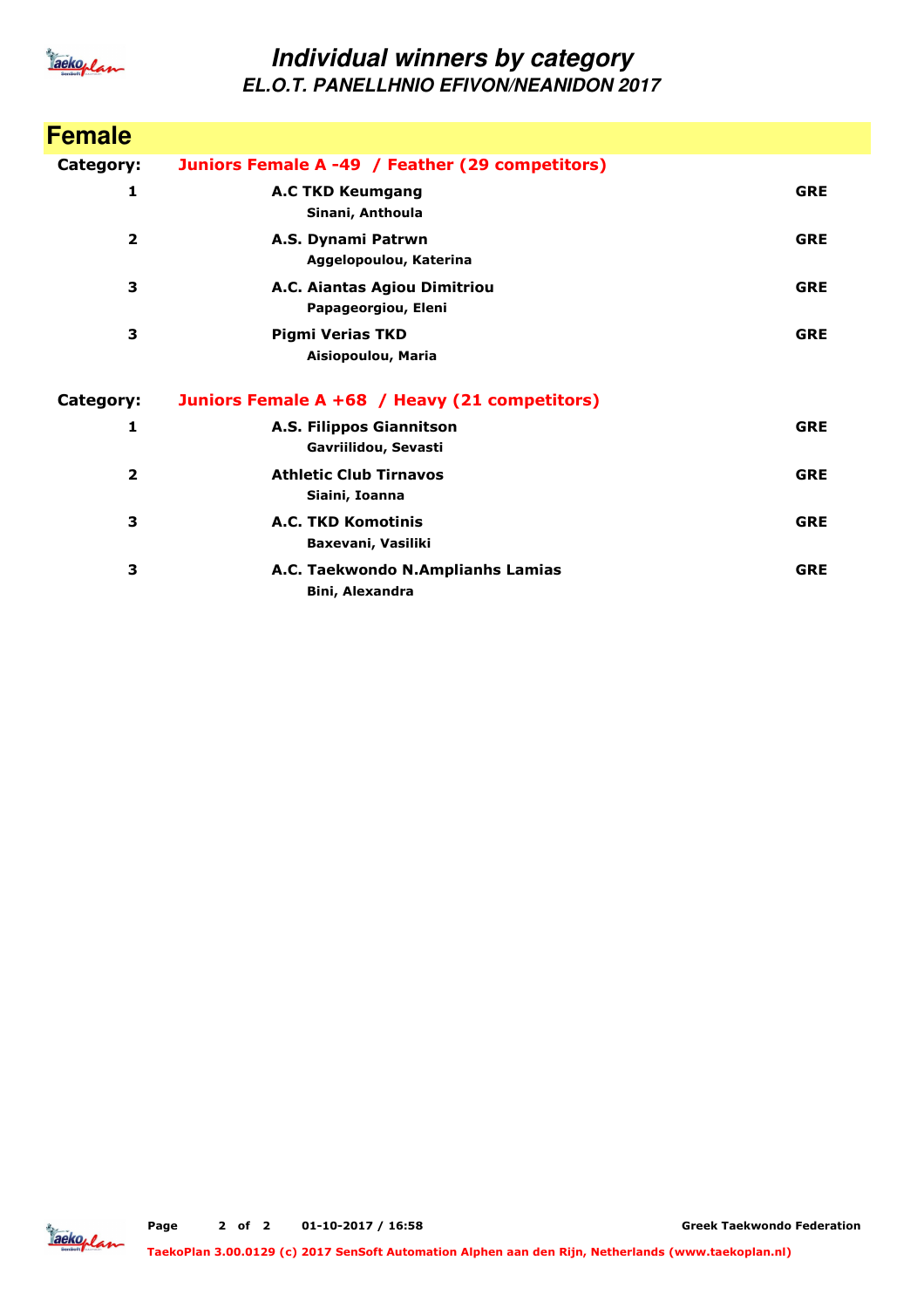# Individual winners by category

## EL.O.T. PANELLHNIO EFIVON/NEANIDON 2017

## Female

**Category:** Juniors Female A -49 / Feather (29 competitors)

| | | |
|---|---|---|
| 1 | **A.C TKD Keumgang**<br>Sinani, Anthoula | GRE |
| 2 | **A.S. Dynami Patrwn**<br>Aggelopoulou, Katerina | GRE |
| 3 | **A.C. Aiantas Agiou Dimitriou**<br>Papageorgiou, Eleni | GRE |
| 3 | **Pigmi Verias TKD**<br>Aisiopoulou, Maria | GRE |

**Category:** Juniors Female A +68 / Heavy (21 competitors)

| | | |
|---|---|---|
| 1 | **A.S. Filippos Giannitson**<br>Gavriilidou, Sevasti | GRE |
| 2 | **Athletic Club Tirnavos**<br>Siaini, Ioanna | GRE |
| 3 | **A.C. TKD Komotinis**<br>Baxevani, Vasiliki | GRE |
| 3 | **A.C. Taekwondo N.Amplianhs Lamias**<br>Bini, Alexandra | GRE |